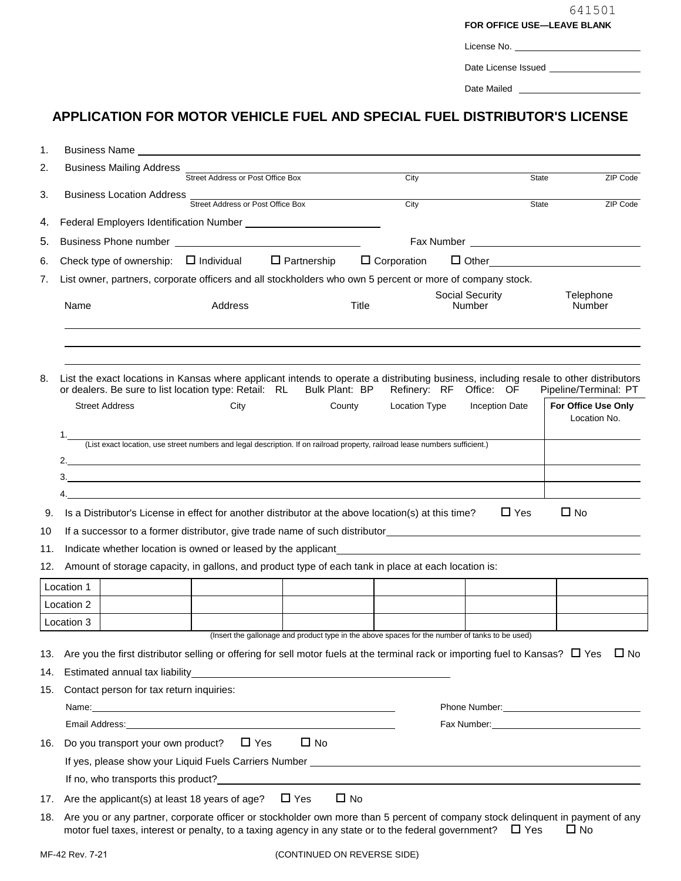641501

**FOR OFFICE USE—LEAVE BLANK**

License No. ______________________

Date License Issued ______________________

Date Mailed ______________________

# APPLICATION FOR MOTOR VEHICLE FUEL AND SPECIAL FUEL DISTRIBUTOR'S LICENSE

1. Business Name ______________________

2. Business Mailing Address ______________________
   Street Address or Post Office Box | City | State | ZIP Code

3. Business Location Address ______________________
   Street Address or Post Office Box | City | State | ZIP Code

4. Federal Employers Identification Number ______________________

5. Business Phone number ______________________ Fax Number ______________________

6. Check type of ownership: ☐ Individual ☐ Partnership ☐ Corporation ☐ Other ______________________

7. List owner, partners, corporate officers and all stockholders who own 5 percent or more of company stock.

| Name | Address | Title | Social Security Number | Telephone Number |
|---|---|---|---|---|
| | | | | |
| | | | | |
| | | | | |

8. List the exact locations in Kansas where applicant intends to operate a distributing business, including resale to other distributors or dealers. Be sure to list location type: Retail: RL Bulk Plant: BP Refinery: RF Office: OF Pipeline/Terminal: PT

| | Street Address | City | County | Location Type | Inception Date | For Office Use Only Location No. |
|---|---|---|---|---|---|---|
| 1. | | | | | | |
| | (List exact location, use street numbers and legal description. If on railroad property, railroad lease numbers sufficient.) | | | | | |
| 2. | | | | | | |
| 3. | | | | | | |
| 4. | | | | | | |

9. Is a Distributor's License in effect for another distributor at the above location(s) at this time? ☐ Yes ☐ No

10. If a successor to a former distributor, give trade name of such distributor ______________________

11. Indicate whether location is owned or leased by the applicant ______________________

12. Amount of storage capacity, in gallons, and product type of each tank in place at each location is:

| | | | | | | |
|---|---|---|---|---|---|---|
| Location 1 | | | | | | |
| Location 2 | | | | | | |
| Location 3 | | | | | | |

(Insert the gallonage and product type in the above spaces for the number of tanks to be used)

13. Are you the first distributor selling or offering for sell motor fuels at the terminal rack or importing fuel to Kansas? ☐ Yes ☐ No

14. Estimated annual tax liability ______________________

15. Contact person for tax return inquiries:

    Name: ______________________ Phone Number: ______________________

    Email Address: ______________________ Fax Number: ______________________

16. Do you transport your own product? ☐ Yes ☐ No

    If yes, please show your Liquid Fuels Carriers Number ______________________

    If no, who transports this product? ______________________

17. Are the applicant(s) at least 18 years of age? ☐ Yes ☐ No

18. Are you or any partner, corporate officer or stockholder own more than 5 percent of company stock delinquent in payment of any motor fuel taxes, interest or penalty, to a taxing agency in any state or to the federal government? ☐ Yes ☐ No

MF-42 Rev. 7-21

(CONTINUED ON REVERSE SIDE)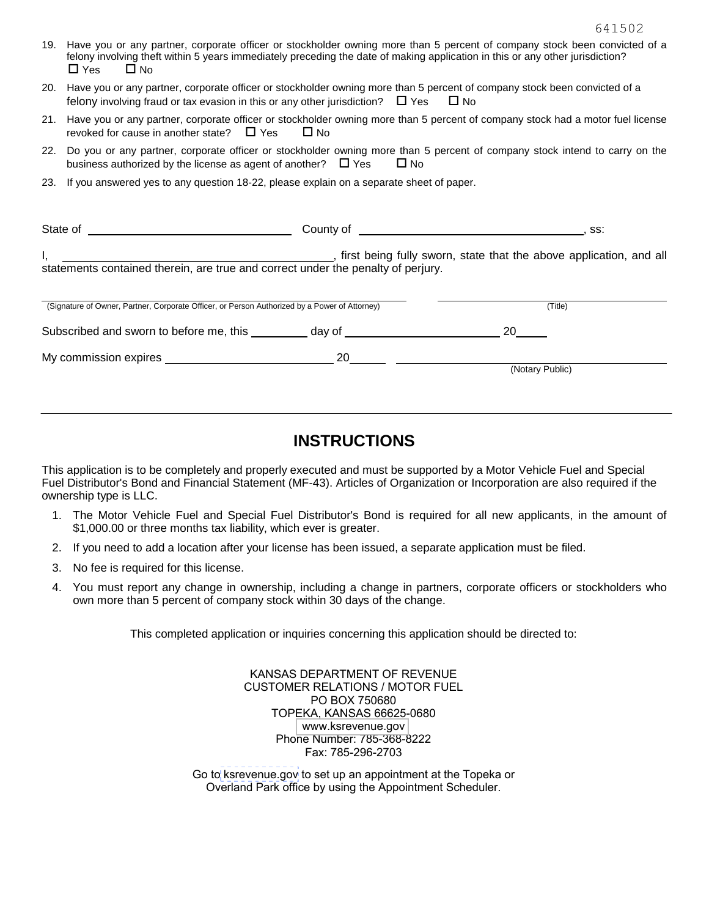19. Have you or any partner, corporate officer or stockholder owning more than 5 percent of company stock been convicted of a felony involving theft within 5 years immediately preceding the date of making application in this or any other jurisdiction?
☐ Yes ☐ No

20. Have you or any partner, corporate officer or stockholder owning more than 5 percent of company stock been convicted of a felony involving fraud or tax evasion in this or any other jurisdiction? ☐ Yes ☐ No

21. Have you or any partner, corporate officer or stockholder owning more than 5 percent of company stock had a motor fuel license revoked for cause in another state? ☐ Yes ☐ No

22. Do you or any partner, corporate officer or stockholder owning more than 5 percent of company stock intend to carry on the business authorized by the license as agent of another? ☐ Yes ☐ No

23. If you answered yes to any question 18-22, please explain on a separate sheet of paper.

State of ______________________ County of ______________________, ss:

I, ______________________, first being fully sworn, state that the above application, and all statements contained therein, are true and correct under the penalty of perjury.

______________________ (Signature of Owner, Partner, Corporate Officer, or Person Authorized by a Power of Attorney)

______________________ (Title)

Subscribed and sworn to before me, this ________ day of ______________________ 20____

My commission expires ______________________ 20____ ______________________ (Notary Public)

## INSTRUCTIONS

This application is to be completely and properly executed and must be supported by a Motor Vehicle Fuel and Special Fuel Distributor's Bond and Financial Statement (MF-43). Articles of Organization or Incorporation are also required if the ownership type is LLC.

1. The Motor Vehicle Fuel and Special Fuel Distributor's Bond is required for all new applicants, in the amount of $1,000.00 or three months tax liability, which ever is greater.
2. If you need to add a location after your license has been issued, a separate application must be filed.
3. No fee is required for this license.
4. You must report any change in ownership, including a change in partners, corporate officers or stockholders who own more than 5 percent of company stock within 30 days of the change.

This completed application or inquiries concerning this application should be directed to:

KANSAS DEPARTMENT OF REVENUE
CUSTOMER RELATIONS / MOTOR FUEL
PO BOX 750680
TOPEKA, KANSAS 66625-0680
www.ksrevenue.gov
Phone Number: 785-368-8222
Fax: 785-296-2703

Go to ksrevenue.gov to set up an appointment at the Topeka or Overland Park office by using the Appointment Scheduler.